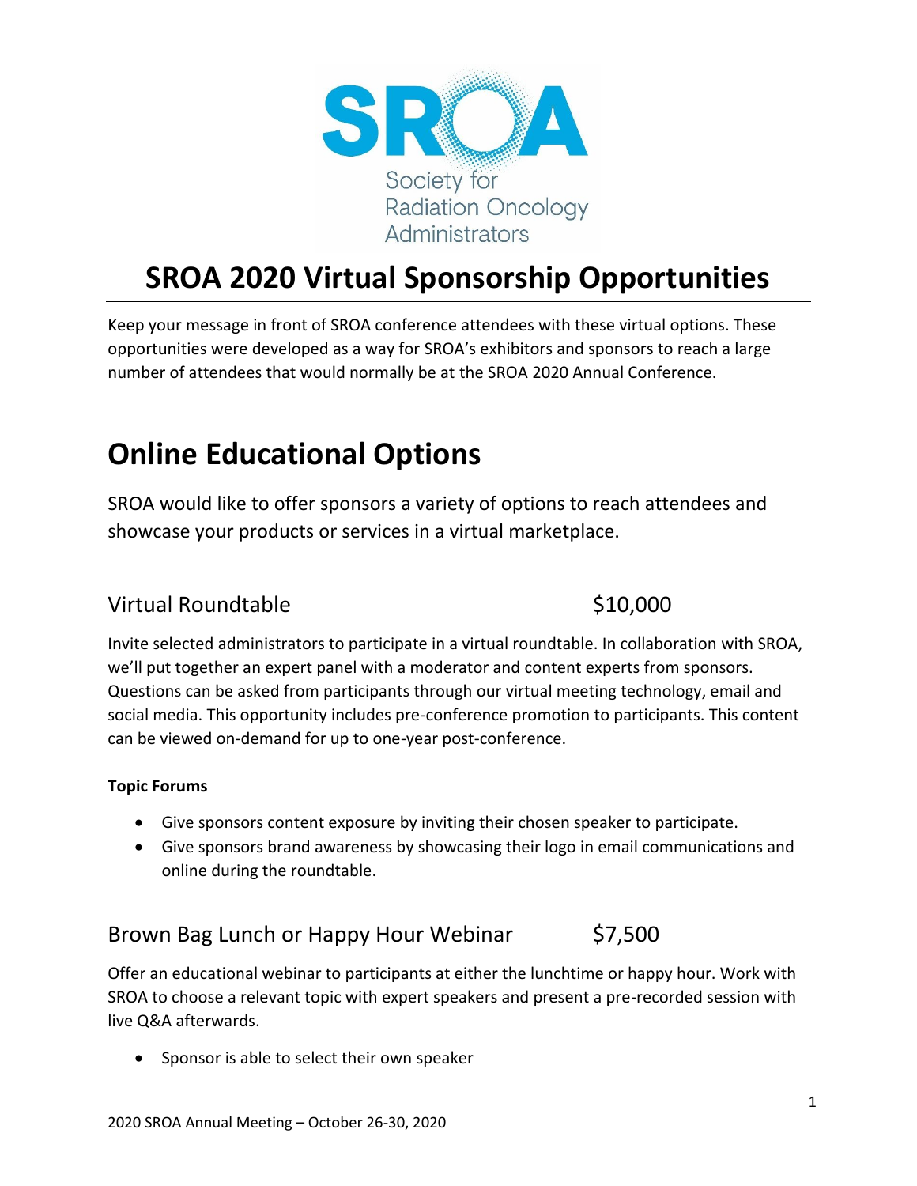SROA

Society for Radiation Oncology Administrators

# SROA 2020 Virtual Sponsorship Opportunities

Keep your message in front of SROA conference attendees with these virtual options. These opportunities were developed as a way for SROA's exhibitors and sponsors to reach a large number of attendees that would normally be at the SROA 2020 Annual Conference.

# Online Educational Options

SROA would like to offer sponsors a variety of options to reach attendees and showcase your products or services in a virtual marketplace.

## Virtual Roundtable $10,000

Invite selected administrators to participate in a virtual roundtable. In collaboration with SROA, we'll put together an expert panel with a moderator and content experts from sponsors. Questions can be asked from participants through our virtual meeting technology, email and social media. This opportunity includes pre-conference promotion to participants. This content can be viewed on-demand for up to one-year post-conference.

**Topic Forums**

- Give sponsors content exposure by inviting their chosen speaker to participate.
- Give sponsors brand awareness by showcasing their logo in email communications and online during the roundtable.

## Brown Bag Lunch or Happy Hour Webinar $7,500

Offer an educational webinar to participants at either the lunchtime or happy hour. Work with SROA to choose a relevant topic with expert speakers and present a pre-recorded session with live Q&A afterwards.

- Sponsor is able to select their own speaker

2020 SROA Annual Meeting – October 26-30, 2020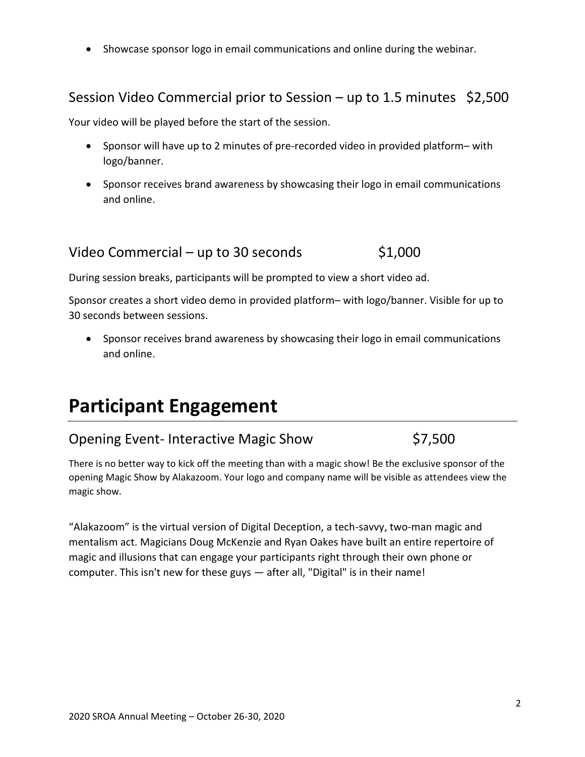- Showcase sponsor logo in email communications and online during the webinar.

## Session Video Commercial prior to Session – up to 1.5 minutes $2,500

Your video will be played before the start of the session.

- Sponsor will have up to 2 minutes of pre-recorded video in provided platform– with logo/banner.
- Sponsor receives brand awareness by showcasing their logo in email communications and online.

## Video Commercial – up to 30 seconds $1,000

During session breaks, participants will be prompted to view a short video ad.

Sponsor creates a short video demo in provided platform– with logo/banner. Visible for up to 30 seconds between sessions.

- Sponsor receives brand awareness by showcasing their logo in email communications and online.

# Participant Engagement

## Opening Event- Interactive Magic Show $7,500

There is no better way to kick off the meeting than with a magic show! Be the exclusive sponsor of the opening Magic Show by Alakazoom. Your logo and company name will be visible as attendees view the magic show.

"Alakazoom" is the virtual version of Digital Deception, a tech-savvy, two-man magic and mentalism act. Magicians Doug McKenzie and Ryan Oakes have built an entire repertoire of magic and illusions that can engage your participants right through their own phone or computer. This isn't new for these guys — after all, "Digital" is in their name!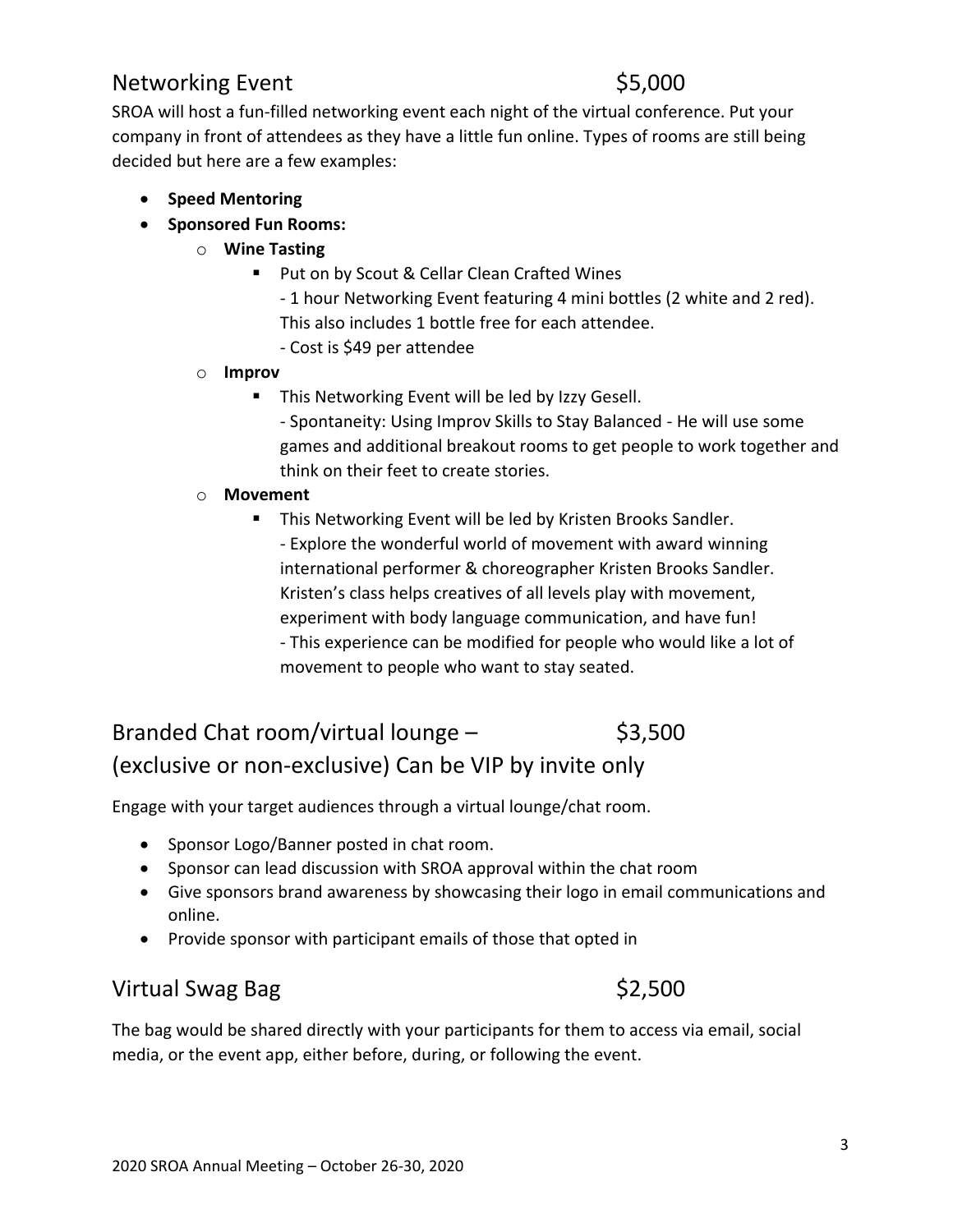## Networking Event $5,000

SROA will host a fun-filled networking event each night of the virtual conference. Put your company in front of attendees as they have a little fun online. Types of rooms are still being decided but here are a few examples:

- **Speed Mentoring**
- **Sponsored Fun Rooms:**
  - **Wine Tasting**
    - Put on by Scout & Cellar Clean Crafted Wines
      - 1 hour Networking Event featuring 4 mini bottles (2 white and 2 red). This also includes 1 bottle free for each attendee.
      - Cost is $49 per attendee
  - **Improv**
    - This Networking Event will be led by Izzy Gesell.
      - Spontaneity: Using Improv Skills to Stay Balanced - He will use some games and additional breakout rooms to get people to work together and think on their feet to create stories.
  - **Movement**
    - This Networking Event will be led by Kristen Brooks Sandler.
      - Explore the wonderful world of movement with award winning international performer & choreographer Kristen Brooks Sandler. Kristen's class helps creatives of all levels play with movement, experiment with body language communication, and have fun!
      - This experience can be modified for people who would like a lot of movement to people who want to stay seated.

## Branded Chat room/virtual lounge – $3,500 (exclusive or non-exclusive) Can be VIP by invite only

Engage with your target audiences through a virtual lounge/chat room.

- Sponsor Logo/Banner posted in chat room.
- Sponsor can lead discussion with SROA approval within the chat room
- Give sponsors brand awareness by showcasing their logo in email communications and online.
- Provide sponsor with participant emails of those that opted in

## Virtual Swag Bag $2,500

The bag would be shared directly with your participants for them to access via email, social media, or the event app, either before, during, or following the event.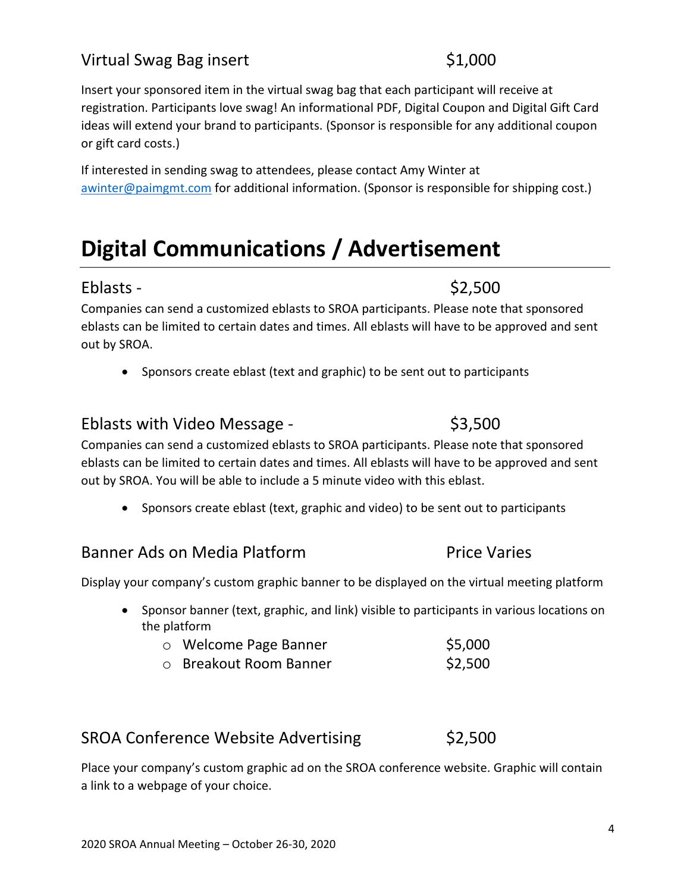### Virtual Swag Bag insert — $1,000

Insert your sponsored item in the virtual swag bag that each participant will receive at registration. Participants love swag! An informational PDF, Digital Coupon and Digital Gift Card ideas will extend your brand to participants. (Sponsor is responsible for any additional coupon or gift card costs.)

If interested in sending swag to attendees, please contact Amy Winter at [awinter@paimgmt.com](mailto:awinter@paimgmt.com) for additional information. (Sponsor is responsible for shipping cost.)

# Digital Communications / Advertisement

### Eblasts - $2,500

Companies can send a customized eblasts to SROA participants. Please note that sponsored eblasts can be limited to certain dates and times. All eblasts will have to be approved and sent out by SROA.

- Sponsors create eblast (text and graphic) to be sent out to participants

### Eblasts with Video Message - $3,500

Companies can send a customized eblasts to SROA participants. Please note that sponsored eblasts can be limited to certain dates and times. All eblasts will have to be approved and sent out by SROA. You will be able to include a 5 minute video with this eblast.

- Sponsors create eblast (text, graphic and video) to be sent out to participants

### Banner Ads on Media Platform — Price Varies

Display your company's custom graphic banner to be displayed on the virtual meeting platform

- Sponsor banner (text, graphic, and link) visible to participants in various locations on the platform
  - Welcome Page Banner — $5,000
  - Breakout Room Banner — $2,500

### SROA Conference Website Advertising — $2,500

Place your company's custom graphic ad on the SROA conference website. Graphic will contain a link to a webpage of your choice.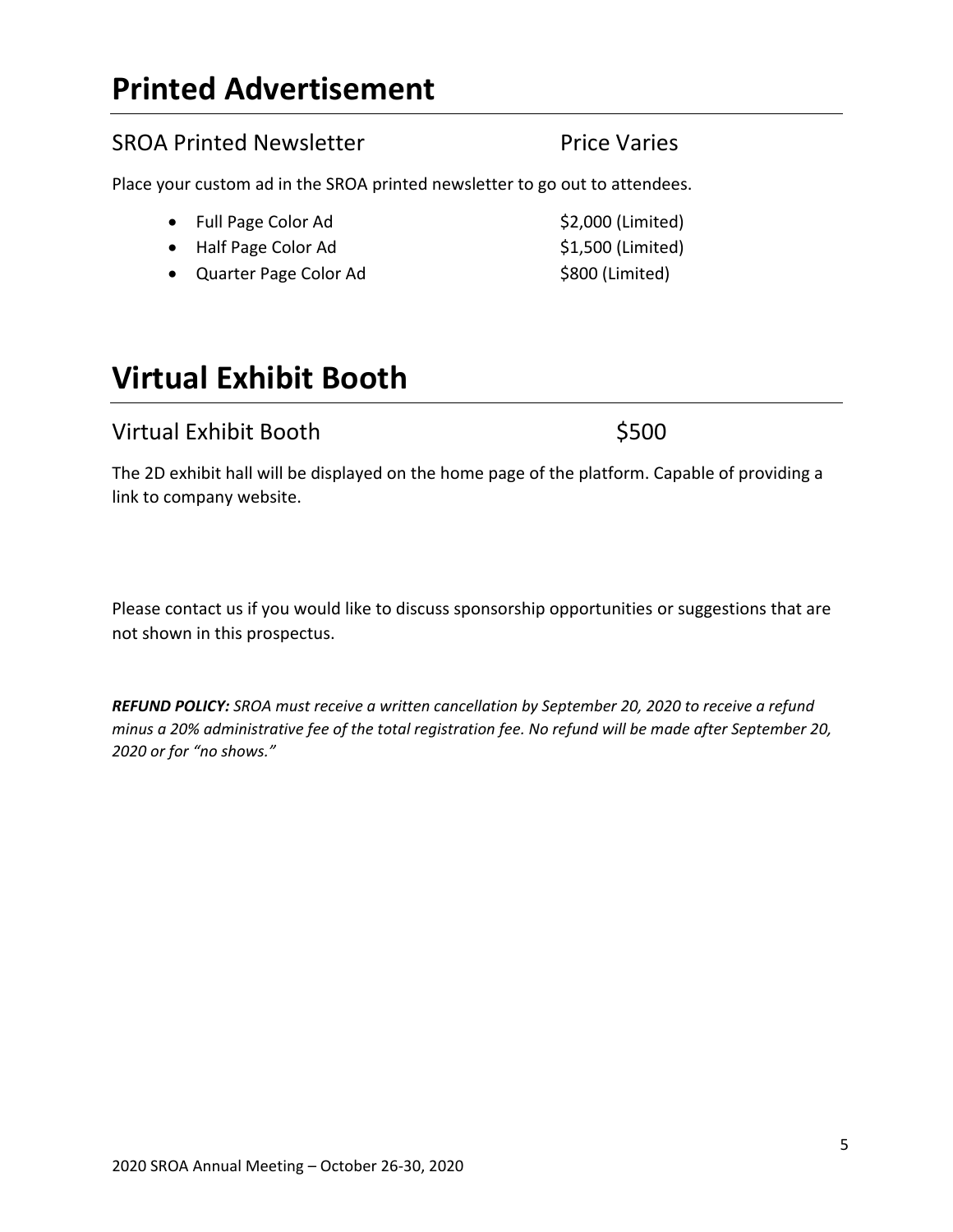# Printed Advertisement

## SROA Printed Newsletter — Price Varies

Place your custom ad in the SROA printed newsletter to go out to attendees.

- Full Page Color Ad — $2,000 (Limited)
- Half Page Color Ad — $1,500 (Limited)
- Quarter Page Color Ad — $800 (Limited)

# Virtual Exhibit Booth

## Virtual Exhibit Booth — $500

The 2D exhibit hall will be displayed on the home page of the platform. Capable of providing a link to company website.

Please contact us if you would like to discuss sponsorship opportunities or suggestions that are not shown in this prospectus.

***REFUND POLICY:*** *SROA must receive a written cancellation by September 20, 2020 to receive a refund minus a 20% administrative fee of the total registration fee. No refund will be made after September 20, 2020 or for "no shows."*